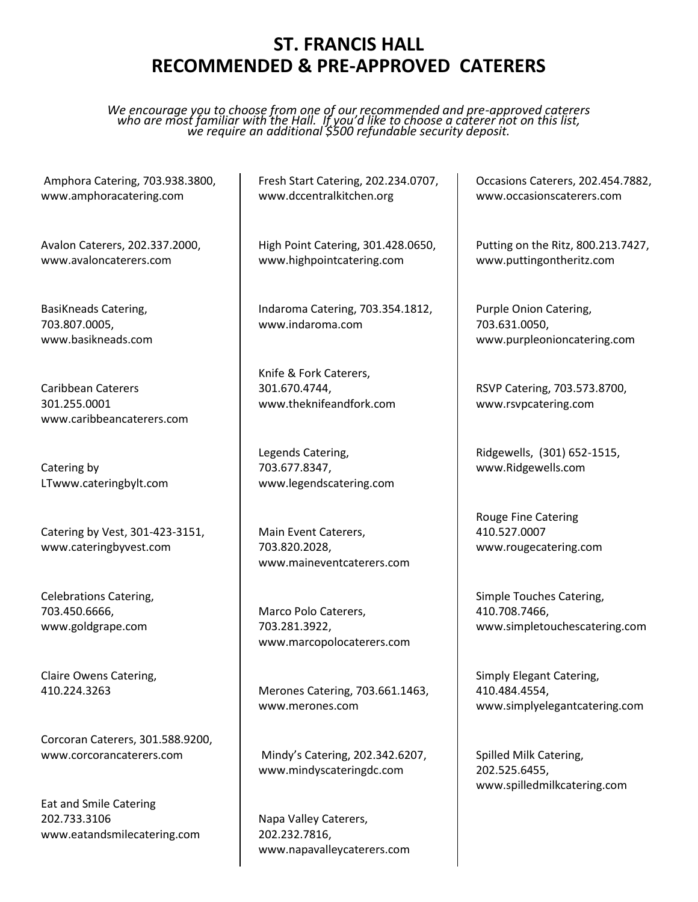# ST. FRANCIS HALL
# RECOMMENDED & PRE-APPROVED CATERERS

*We encourage you to choose from one of our recommended and pre-approved caterers who are most familiar with the Hall. If you'd like to choose a caterer not on this list, we require an additional $500 refundable security deposit.*

Amphora Catering, 703.938.3800,
www.amphoracatering.com

Avalon Caterers, 202.337.2000,
www.avaloncaterers.com

BasiKneads Catering,
703.807.0005,
www.basikneads.com

Caribbean Caterers
301.255.0001
www.caribbeancaterers.com

Catering by
LTwww.cateringbylt.com

Catering by Vest, 301-423-3151,
www.cateringbyvest.com

Celebrations Catering,
703.450.6666,
www.goldgrape.com

Claire Owens Catering,
410.224.3263

Corcoran Caterers, 301.588.9200,
www.corcorancaterers.com

Eat and Smile Catering
202.733.3106
www.eatandsmilecatering.com

Fresh Start Catering, 202.234.0707,
www.dccentralkitchen.org

High Point Catering, 301.428.0650,
www.highpointcatering.com

Indaroma Catering, 703.354.1812,
www.indaroma.com

Knife & Fork Caterers,
301.670.4744,
www.theknifeandfork.com

Legends Catering,
703.677.8347,
www.legendscatering.com

Main Event Caterers,
703.820.2028,
www.maineventcaterers.com

Marco Polo Caterers,
703.281.3922,
www.marcopolocaterers.com

Merones Catering, 703.661.1463,
www.merones.com

Mindy's Catering, 202.342.6207,
www.mindyscateringdc.com

Napa Valley Caterers,
202.232.7816,
www.napavalleycaterers.com

Occasions Caterers, 202.454.7882,
www.occasionscaterers.com

Putting on the Ritz, 800.213.7427,
www.puttingontheritz.com

Purple Onion Catering,
703.631.0050,
www.purpleonioncatering.com

RSVP Catering, 703.573.8700,
www.rsvpcatering.com

Ridgewells, (301) 652-1515,
www.Ridgewells.com

Rouge Fine Catering
410.527.0007
www.rougecatering.com

Simple Touches Catering,
410.708.7466,
www.simpletouchescatering.com

Simply Elegant Catering,
410.484.4554,
www.simplyelegantcatering.com

Spilled Milk Catering,
202.525.6455,
www.spilledmilkcatering.com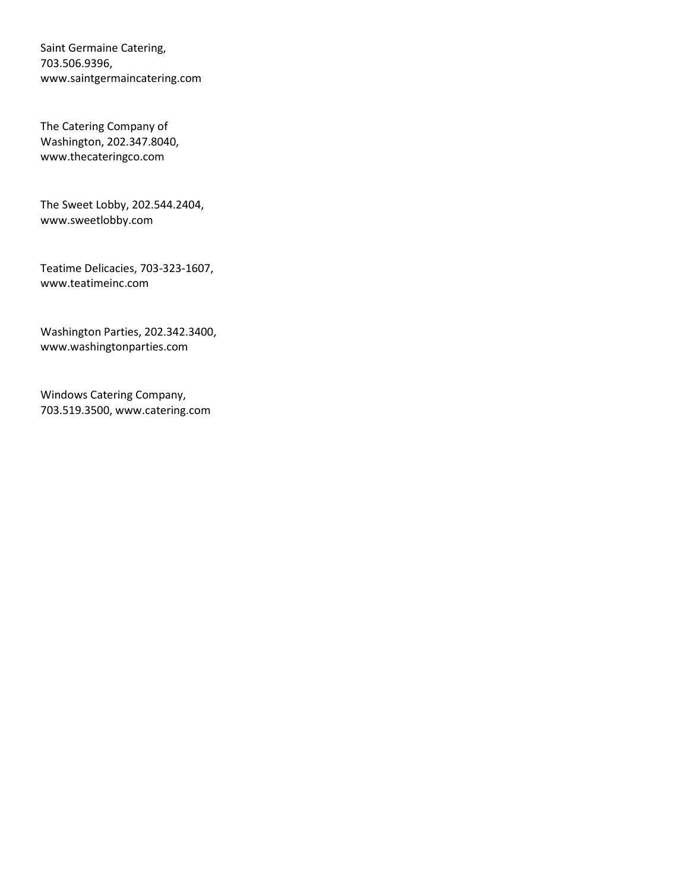Saint Germaine Catering,
703.506.9396,
www.saintgermaincatering.com

The Catering Company of
Washington, 202.347.8040,
www.thecateringco.com

The Sweet Lobby, 202.544.2404,
www.sweetlobby.com

Teatime Delicacies, 703-323-1607,
www.teatimeinc.com

Washington Parties, 202.342.3400,
www.washingtonparties.com

Windows Catering Company,
703.519.3500, www.catering.com